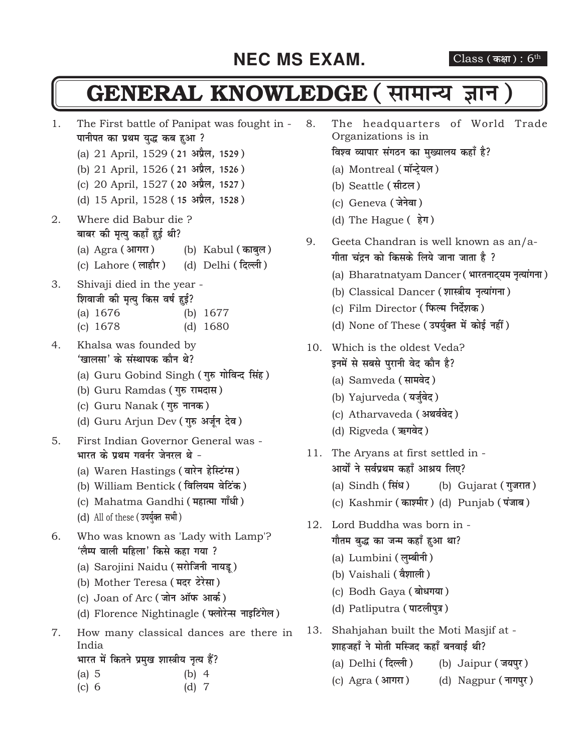# NEC MS EXAM.

Class ( कक्षा ) : 6th

# GENERAL KNOWLEDGE ( सामान्य ज्ञान )

1. The First battle of Panipat was fought in -
   पानीपत का प्रथम युद्ध कब हुआ ?
   (a) 21 April, 1529 ( 21 अप्रैल, 1529 )
   (b) 21 April, 1526 ( 21 अप्रैल, 1526 )
   (c) 20 April, 1527 ( 20 अप्रैल, 1527 )
   (d) 15 April, 1528 ( 15 अप्रैल, 1528 )

2. Where did Babur die ?
   बाबर की मृत्यु कहाँ हुई थी?
   (a) Agra ( आगरा ) (b) Kabul ( काबुल )
   (c) Lahore ( लाहौर ) (d) Delhi ( दिल्ली )

3. Shivaji died in the year -
   शिवाजी की मृत्यु किस वर्ष हुई?
   (a) 1676 (b) 1677
   (c) 1678 (d) 1680

4. Khalsa was founded by
   'खालसा' के संस्थापक कौन थे?
   (a) Guru Gobind Singh ( गुरु गोविन्द सिंह )
   (b) Guru Ramdas ( गुरु रामदास )
   (c) Guru Nanak ( गुरु नानक )
   (d) Guru Arjun Dev ( गुरु अर्जून देव )

5. First Indian Governor General was -
   भारत के प्रथम गवर्नर जेनरल थे -
   (a) Waren Hastings ( वारेन हेस्टिंग्स )
   (b) William Bentick ( विलियम वेटिंक )
   (c) Mahatma Gandhi ( महात्मा गाँधी )
   (d) All of these ( उपर्युक्त सभी )

6. Who was known as 'Lady with Lamp'?
   'लैम्प वाली महिला' किसे कहा गया ?
   (a) Sarojini Naidu ( सरोजिनी नायडू )
   (b) Mother Teresa ( मदर टेरेसा )
   (c) Joan of Arc ( जोन ऑफ आर्क )
   (d) Florence Nightinagle ( फ्लोरेन्स नाइटिंगेल )

7. How many classical dances are there in India
   भारत में कितने प्रमुख शास्त्रीय नृत्य हैं?
   (a) 5 (b) 4
   (c) 6 (d) 7

8. The headquarters of World Trade Organizations is in
   विश्व व्यापार संगठन का मुख्यालय कहाँ है?
   (a) Montreal ( मॉन्ट्रेयल )
   (b) Seattle ( सीटल )
   (c) Geneva ( जेनेवा )
   (d) The Hague ( हेग )

9. Geeta Chandran is well known as an/a-
   गीता चंद्रन को किसके लिये जाना जाता है ?
   (a) Bharatnatyam Dancer ( भारतनाट्यम नृत्यांगना )
   (b) Classical Dancer ( शास्त्रीय नृत्यांगना )
   (c) Film Director ( फिल्म निर्देशक )
   (d) None of These ( उपर्युक्त में कोई नहीं )

10. Which is the oldest Veda?
    इनमें से सबसे पुरानी वेद कौन है?
    (a) Samveda ( सामवेद )
    (b) Yajurveda ( यर्जुवेद )
    (c) Atharvaveda ( अथर्ववेद )
    (d) Rigveda ( ऋगवेद )

11. The Aryans at first settled in -
    आर्यो ने सर्वप्रथम कहाँ आश्रय लिए?
    (a) Sindh ( सिंध ) (b) Gujarat ( गुजरात )
    (c) Kashmir ( काश्मीर ) (d) Punjab ( पंजाब )

12. Lord Buddha was born in -
    गौतम बुद्ध का जन्म कहाँ हुआ था?
    (a) Lumbini ( लुम्बीनी )
    (b) Vaishali ( वैशाली )
    (c) Bodh Gaya ( बोधगया )
    (d) Patliputra ( पाटलीपुत्र )

13. Shahjahan built the Moti Masjif at -
    शाहजहाँ ने मोती मस्जिद कहाँ बनवाई थी?
    (a) Delhi ( दिल्ली ) (b) Jaipur ( जयपुर )
    (c) Agra ( आगरा ) (d) Nagpur ( नागपुर )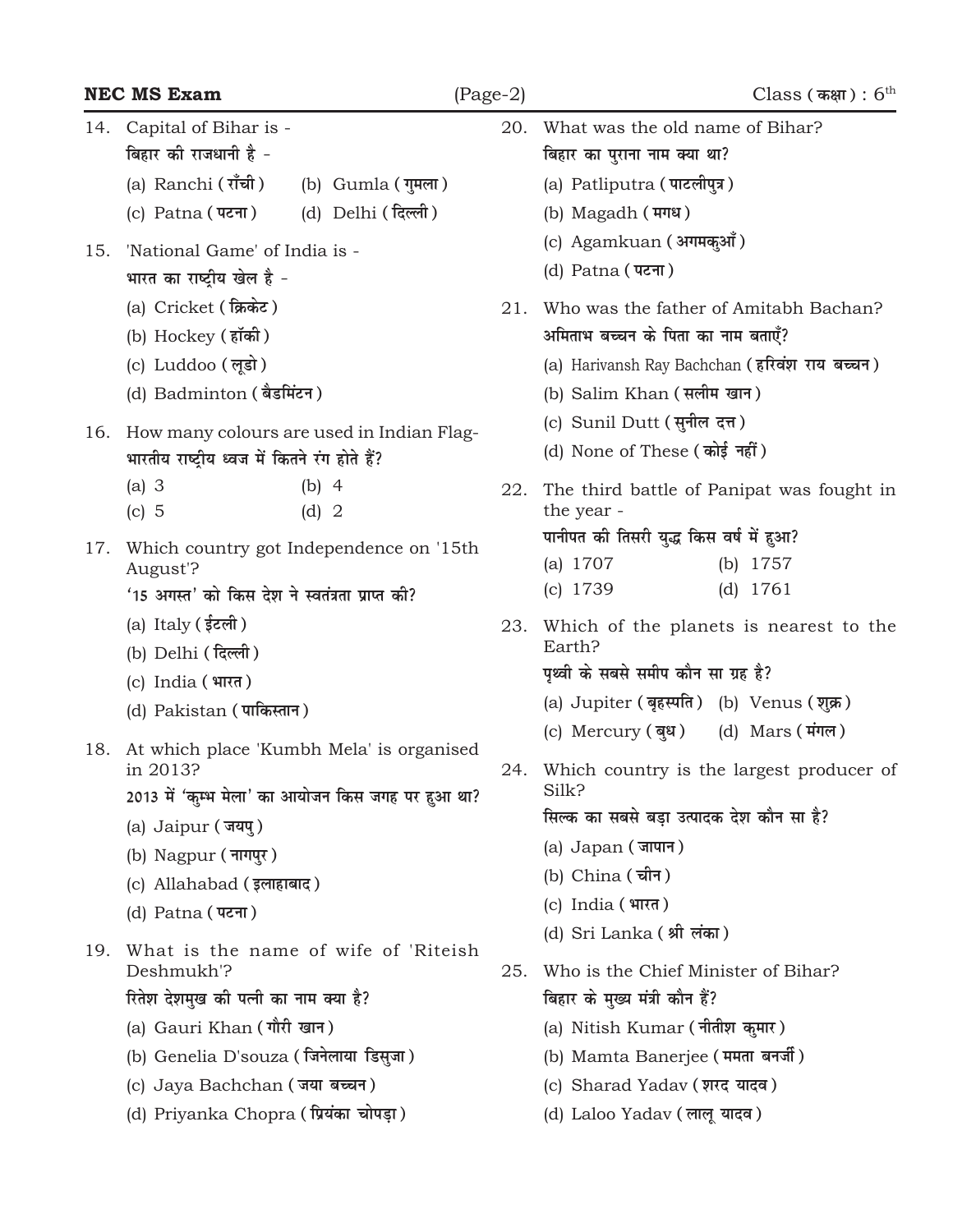14. Capital of Bihar is -
बिहार की राजधानी है -
    (a) Ranchi (राँची) (b) Gumla (गुमला)
    (c) Patna (पटना) (d) Delhi (दिल्ली)

15. 'National Game' of India is -
भारत का राष्ट्रीय खेल है -
    (a) Cricket (क्रिकेट)
    (b) Hockey (हॉकी)
    (c) Luddoo (लूडो)
    (d) Badminton (बैडमिंटन)

16. How many colours are used in Indian Flag-
भारतीय राष्ट्रीय ध्वज में कितने रंग होते हैं?
    (a) 3 (b) 4
    (c) 5 (d) 2

17. Which country got Independence on '15th August'?
'15 अगस्त' को किस देश ने स्वतंत्रता प्राप्त की?
    (a) Italy (ईटली)
    (b) Delhi (दिल्ली)
    (c) India (भारत)
    (d) Pakistan (पाकिस्तान)

18. At which place 'Kumbh Mela' is organised in 2013?
2013 में 'कुम्भ मेला' का आयोजन किस जगह पर हुआ था?
    (a) Jaipur (जयपु)
    (b) Nagpur (नागपुर)
    (c) Allahabad (इलाहाबाद)
    (d) Patna (पटना)

19. What is the name of wife of 'Riteish Deshmukh'?
रितेश देशमुख की पत्नी का नाम क्या है?
    (a) Gauri Khan (गौरी खान)
    (b) Genelia D'souza (जिनेलाया डिसुजा)
    (c) Jaya Bachchan (जया बच्चन)
    (d) Priyanka Chopra (प्रियंका चोपड़ा)

20. What was the old name of Bihar?
बिहार का पुराना नाम क्या था?
    (a) Patliputra (पाटलीपुत्र)
    (b) Magadh (मगध)
    (c) Agamkuan (अगमकुआँ)
    (d) Patna (पटना)

21. Who was the father of Amitabh Bachan?
अमिताभ बच्चन के पिता का नाम बताएँ?
    (a) Harivansh Ray Bachchan (हरिवंश राय बच्चन)
    (b) Salim Khan (सलीम खान)
    (c) Sunil Dutt (सुनील दत्त)
    (d) None of These (कोई नहीं)

22. The third battle of Panipat was fought in the year -
पानीपत की तिसरी युद्ध किस वर्ष में हुआ?
    (a) 1707 (b) 1757
    (c) 1739 (d) 1761

23. Which of the planets is nearest to the Earth?
पृथ्वी के सबसे समीप कौन सा ग्रह है?
    (a) Jupiter (बृहस्पति) (b) Venus (शुक्र)
    (c) Mercury (बुध) (d) Mars (मंगल)

24. Which country is the largest producer of Silk?
सिल्क का सबसे बड़ा उत्पादक देश कौन सा है?
    (a) Japan (जापान)
    (b) China (चीन)
    (c) India (भारत)
    (d) Sri Lanka (श्री लंका)

25. Who is the Chief Minister of Bihar?
बिहार के मुख्य मंत्री कौन हैं?
    (a) Nitish Kumar (नीतीश कुमार)
    (b) Mamta Banerjee (ममता बनर्जी)
    (c) Sharad Yadav (शरद यादव)
    (d) Laloo Yadav (लालू यादव)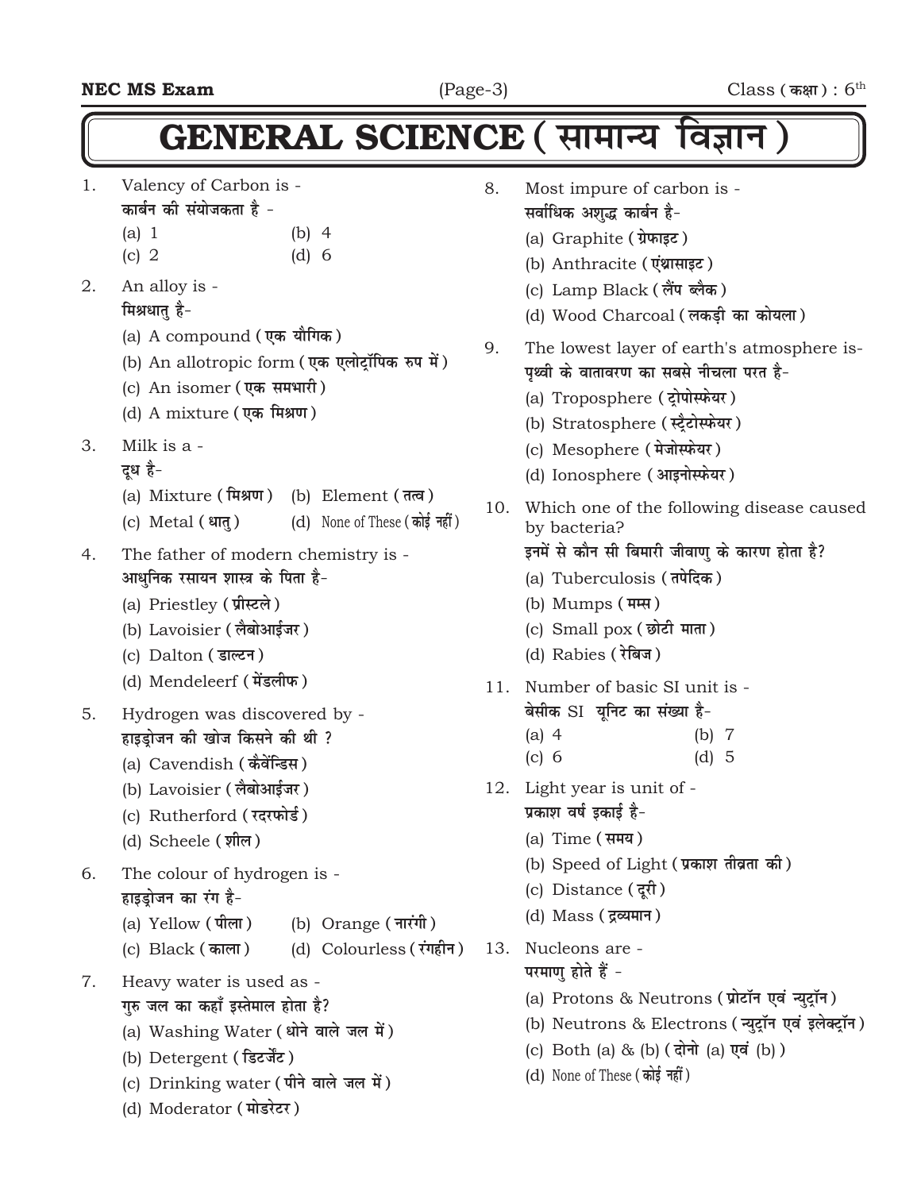# GENERAL SCIENCE ( सामान्य विज्ञान )

1. Valency of Carbon is -
   कार्बन की संयोजकता है -
   (a) 1 (b) 4
   (c) 2 (d) 6

2. An alloy is -
   मिश्रधातु है-
   (a) A compound ( एक यौगिक )
   (b) An allotropic form ( एक एलोट्रॉपिक रुप में )
   (c) An isomer ( एक समभारी )
   (d) A mixture ( एक मिश्रण )

3. Milk is a -
   दूध है-
   (a) Mixture ( मिश्रण ) (b) Element ( तत्व )
   (c) Metal ( धातु ) (d) None of These ( कोई नहीं )

4. The father of modern chemistry is -
   आधुनिक रसायन शास्त्र के पिता है-
   (a) Priestley ( प्रीस्टले )
   (b) Lavoisier ( लैबोआईजर )
   (c) Dalton ( डाल्टन )
   (d) Mendeleerf ( मेंडलीफ )

5. Hydrogen was discovered by -
   हाइड्रोजन की खोज किसने की थी ?
   (a) Cavendish ( कैवेंन्डिस )
   (b) Lavoisier ( लैबोआईजर )
   (c) Rutherford ( रदरफोर्ड )
   (d) Scheele ( शील )

6. The colour of hydrogen is -
   हाइड्रोजन का रंग है-
   (a) Yellow ( पीला ) (b) Orange ( नारंगी )
   (c) Black ( काला ) (d) Colourless ( रंगहीन )

7. Heavy water is used as -
   गुरु जल का कहाँ इस्तेमाल होता है?
   (a) Washing Water ( धोने वाले जल में )
   (b) Detergent ( डिटर्जेंट )
   (c) Drinking water ( पीने वाले जल में )
   (d) Moderator ( मोडरेटर )

8. Most impure of carbon is -
   सर्वाधिक अशुद्ध कार्बन है-
   (a) Graphite ( ग्रेफाइट )
   (b) Anthracite ( एंथ्रासाइट )
   (c) Lamp Black ( लैंप ब्लैक )
   (d) Wood Charcoal ( लकड़ी का कोयला )

9. The lowest layer of earth's atmosphere is-
   पृथ्वी के वातावरण का सबसे नीचला परत है-
   (a) Troposphere ( ट्रोपोस्फेयर )
   (b) Stratosphere ( स्ट्रैटोस्फेयर )
   (c) Mesophere ( मेजोस्फेयर )
   (d) Ionosphere ( आइनोस्फेयर )

10. Which one of the following disease caused by bacteria?
    इनमें से कौन सी बिमारी जीवाणु के कारण होता है?
    (a) Tuberculosis ( तपेदिक )
    (b) Mumps ( मम्स )
    (c) Small pox ( छोटी माता )
    (d) Rabies ( रेबिज )

11. Number of basic SI unit is -
    बेसीक SI यूनिट का संख्या है-
    (a) 4 (b) 7
    (c) 6 (d) 5

12. Light year is unit of -
    प्रकाश वर्ष इकाई है-
    (a) Time ( समय )
    (b) Speed of Light ( प्रकाश तीव्रता की )
    (c) Distance ( दूरी )
    (d) Mass ( द्रव्यमान )

13. Nucleons are -
    परमाणु होते हैं -
    (a) Protons & Neutrons ( प्रोटॉन एवं न्युट्रॉन )
    (b) Neutrons & Electrons ( न्युट्रॉन एवं इलेक्ट्रॉन )
    (c) Both (a) & (b) ( दोनो (a) एवं (b) )
    (d) None of These ( कोई नहीं )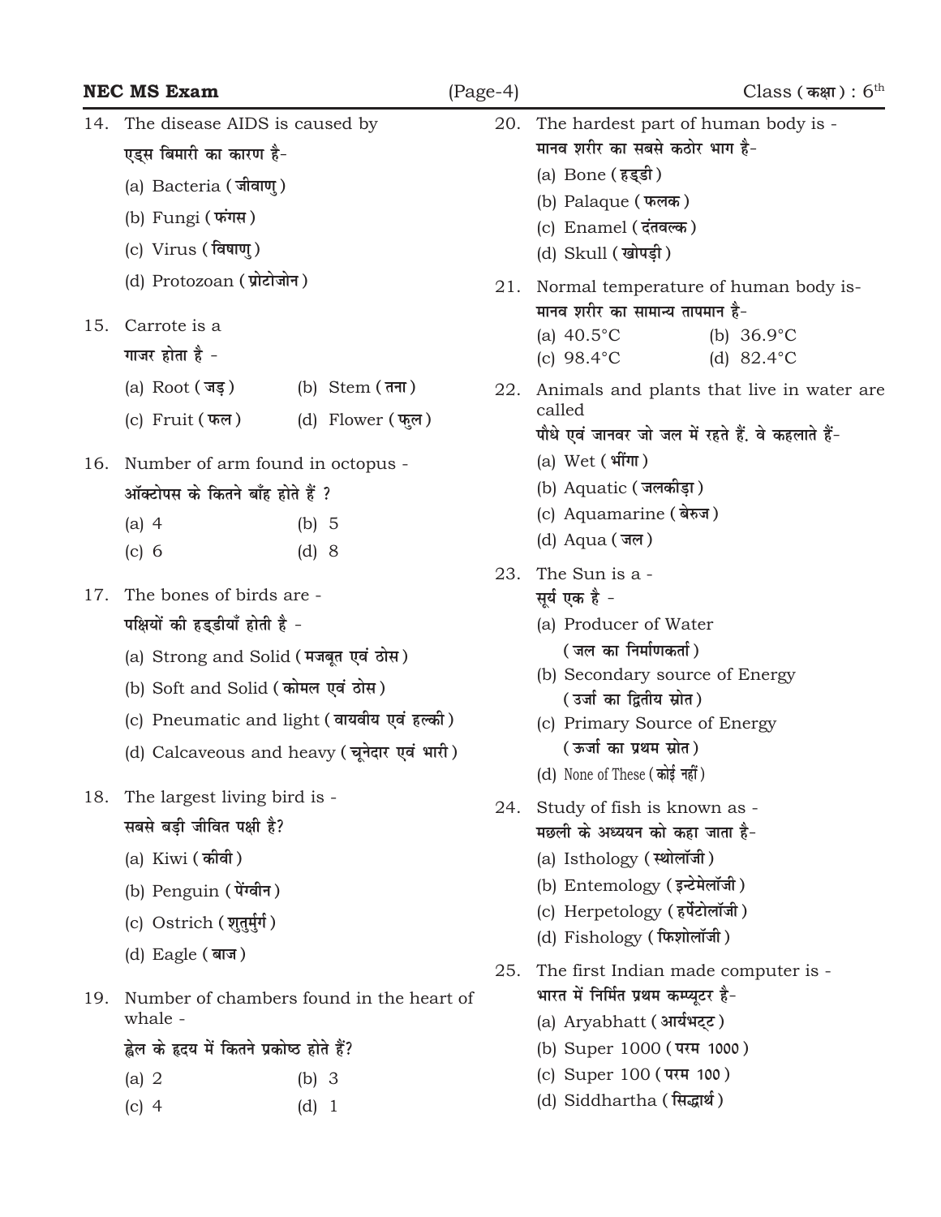14. The disease AIDS is caused by
    एड्स बिमारी का कारण है-
    (a) Bacteria (जीवाणु)
    (b) Fungi (फंगस)
    (c) Virus (विषाणु)
    (d) Protozoan (प्रोटोजोन)

15. Carrote is a
    गाजर होता है -
    (a) Root (जड़) (b) Stem (तना)
    (c) Fruit (फल) (d) Flower (फुल)

16. Number of arm found in octopus -
    ऑक्टोपस के कितने बाँह होते हैं ?
    (a) 4 (b) 5
    (c) 6 (d) 8

17. The bones of birds are -
    पक्षियों की हड्डीयाँ होती है -
    (a) Strong and Solid (मजबूत एवं ठोस)
    (b) Soft and Solid (कोमल एवं ठोस)
    (c) Pneumatic and light (वायवीय एवं हल्की)
    (d) Calcaveous and heavy (चूनेदार एवं भारी)

18. The largest living bird is -
    सबसे बड़ी जीवित पक्षी है?
    (a) Kiwi (कीवी)
    (b) Penguin (पेंग्वीन)
    (c) Ostrich (शुतुर्मुर्ग)
    (d) Eagle (बाज)

19. Number of chambers found in the heart of whale -
    ह्वेल के हृदय में कितने प्रकोष्ठ होते हैं?
    (a) 2 (b) 3
    (c) 4 (d) 1

20. The hardest part of human body is -
    मानव शरीर का सबसे कठोर भाग है-
    (a) Bone (हड्डी)
    (b) Palaque (फलक)
    (c) Enamel (दंतवल्क)
    (d) Skull (खोपड़ी)

21. Normal temperature of human body is-
    मानव शरीर का सामान्य तापमान है-
    (a) 40.5°C (b) 36.9°C
    (c) 98.4°C (d) 82.4°C

22. Animals and plants that live in water are called
    पौधे एवं जानवर जो जल में रहते हैं. वे कहलाते हैं-
    (a) Wet (भींगा)
    (b) Aquatic (जलकीड़ा)
    (c) Aquamarine (बेरुज)
    (d) Aqua (जल)

23. The Sun is a -
    सूर्य एक है -
    (a) Producer of Water
    (जल का निर्माणकर्ता)
    (b) Secondary source of Energy
    (उर्जा का द्वितीय स्रोत)
    (c) Primary Source of Energy
    (ऊर्जा का प्रथम स्रोत)
    (d) None of These (कोई नहीं)

24. Study of fish is known as -
    मछली के अध्ययन को कहा जाता है-
    (a) Isthology (स्थोलॉजी)
    (b) Entemology (इन्टेमेलॉजी)
    (c) Herpetology (हर्पेटोलॉजी)
    (d) Fishology (फिशोलॉजी)

25. The first Indian made computer is -
    भारत में निर्मित प्रथम कम्प्यूटर है-
    (a) Aryabhatt (आर्यभट्ट)
    (b) Super 1000 (परम 1000)
    (c) Super 100 (परम 100)
    (d) Siddhartha (सिद्धार्थ)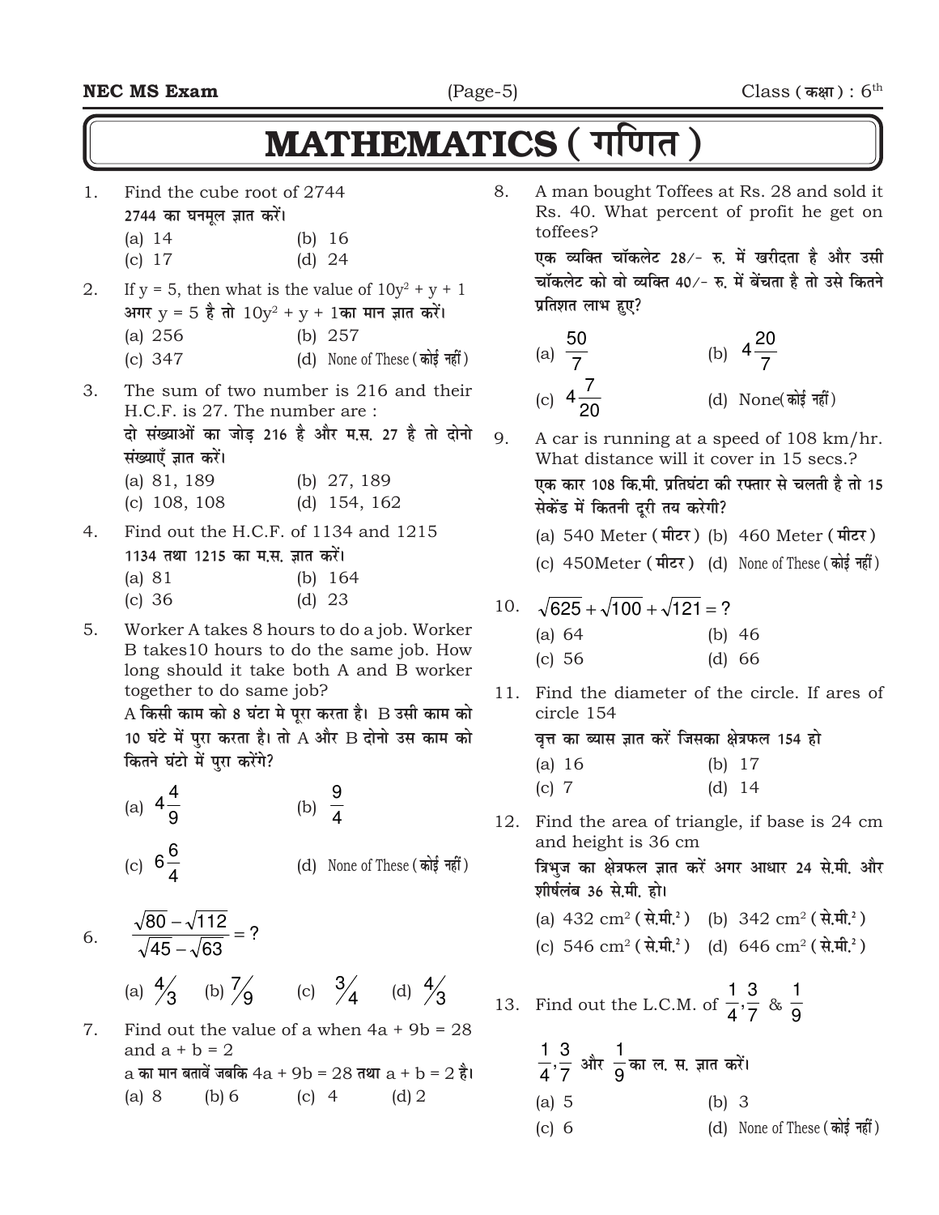# MATHEMATICS ( गणित )

1. Find the cube root of 2744

   2744 का घनमूल ज्ञात करें।

   (a) 14 (b) 16
   (c) 17 (d) 24

2. If y = 5, then what is the value of $10y^2 + y + 1$

   अगर y = 5 है तो $10y^2 + y + 1$का मान ज्ञात करें।

   (a) 256 (b) 257
   (c) 347 (d) None of These ( कोई नहीं )

3. The sum of two number is 216 and their H.C.F. is 27. The number are :

   दो संख्याओं का जोड़ 216 है और म.स. 27 है तो दोनो संख्याएँ ज्ञात करें।

   (a) 81, 189 (b) 27, 189
   (c) 108, 108 (d) 154, 162

4. Find out the H.C.F. of 1134 and 1215

   1134 तथा 1215 का म.स. ज्ञात करें।

   (a) 81 (b) 164
   (c) 36 (d) 23

5. Worker A takes 8 hours to do a job. Worker B takes10 hours to do the same job. How long should it take both A and B worker together to do same job?

   A किसी काम को 8 घंटा मे पूरा करता है। B उसी काम को 10 घंटे में पुरा करता है। तो A और B दोनो उस काम को कितने घंटो में पुरा करेंगे?

   (a) $4\frac{4}{9}$ (b) $\frac{9}{4}$
   (c) $6\frac{6}{4}$ (d) None of These ( कोई नहीं )

6. $\frac{\sqrt{80} - \sqrt{112}}{\sqrt{45} - \sqrt{63}} = ?$

   (a) $\frac{4}{3}$ (b) $\frac{7}{9}$ (c) $\frac{3}{4}$ (d) $\frac{4}{3}$

7. Find out the value of a when 4a + 9b = 28 and a + b = 2

   a का मान बतावें जबकि 4a + 9b = 28 तथा a + b = 2 है।

   (a) 8 (b) 6 (c) 4 (d) 2

8. A man bought Toffees at Rs. 28 and sold it Rs. 40. What percent of profit he get on toffees?

   एक व्यक्ति चॉकलेट 28/- रु. में खरीदता है और उसी चॉकलेट को वो व्यक्ति 40/- रु. में बेंचता है तो उसे कितने प्रतिशत लाभ हुए?

   (a) $\frac{50}{7}$ (b) $4\frac{20}{7}$
   (c) $4\frac{7}{20}$ (d) None( कोई नहीं )

9. A car is running at a speed of 108 km/hr. What distance will it cover in 15 secs.?

   एक कार 108 कि.मी. प्रतिघंटा की रफ्तार से चलती है तो 15 सेकेंड में कितनी दूरी तय करेगी?

   (a) 540 Meter ( मीटर ) (b) 460 Meter ( मीटर )
   (c) 450Meter ( मीटर ) (d) None of These ( कोई नहीं )

10. $\sqrt{625} + \sqrt{100} + \sqrt{121} = ?$

    (a) 64 (b) 46
    (c) 56 (d) 66

11. Find the diameter of the circle. If ares of circle 154

    वृत्त का व्यास ज्ञात करें जिसका क्षेत्रफल 154 हो

    (a) 16 (b) 17
    (c) 7 (d) 14

12. Find the area of triangle, if base is 24 cm and height is 36 cm

    त्रिभुज का क्षेत्रफल ज्ञात करें अगर आधार 24 से.मी. और शीर्षलंब 36 से.मी. हो।

    (a) 432 $cm^2$ ( से.मी.$^2$ ) (b) 342 $cm^2$ ( से.मी.$^2$ )
    (c) 546 $cm^2$ ( से.मी.$^2$ ) (d) 646 $cm^2$ ( से.मी.$^2$ )

13. Find out the L.C.M. of $\frac{1}{4}, \frac{3}{7}$ & $\frac{1}{9}$

    $\frac{1}{4}, \frac{3}{7}$ और $\frac{1}{9}$ का ल. स. ज्ञात करें।

    (a) 5 (b) 3
    (c) 6 (d) None of These ( कोई नहीं )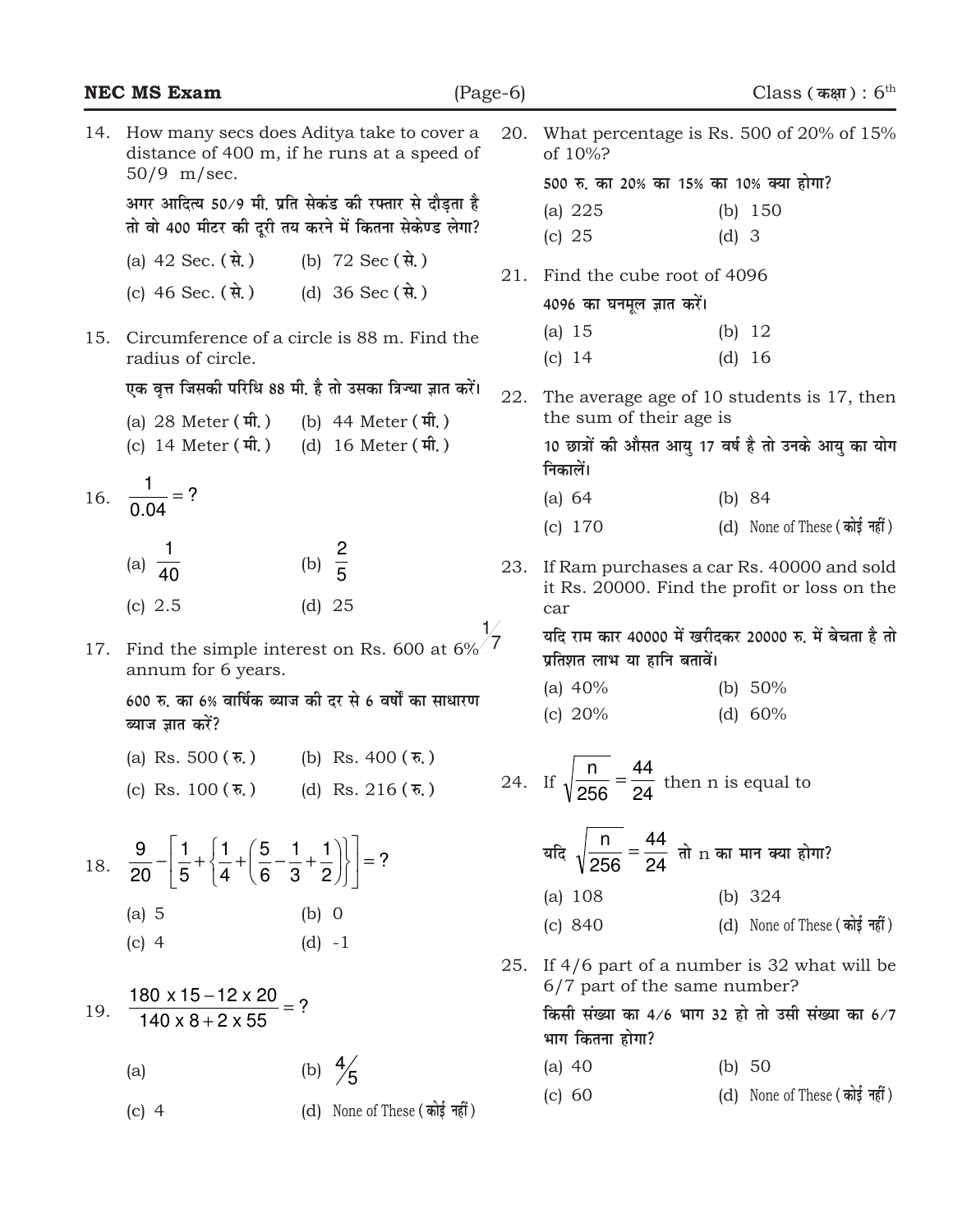14. How many secs does Aditya take to cover a distance of 400 m, if he runs at a speed of 50/9 m/sec.

अगर आदित्य 50/9 मी. प्रति सेकंड की रफ्तार से दौड़ता है तो वो 400 मीटर की दूरी तय करने में कितना सेकेण्ड लेगा?

(a) 42 Sec. (से.) (b) 72 Sec (से.)

(c) 46 Sec. (से.) (d) 36 Sec (से.)

15. Circumference of a circle is 88 m. Find the radius of circle.

एक वृत्त जिसकी परिधि 88 मी. है तो उसका त्रिज्या ज्ञात करें।

(a) 28 Meter (मी.) (b) 44 Meter (मी.)

(c) 14 Meter (मी.) (d) 16 Meter (मी.)

16. $\frac{1}{0.04} = ?$

(a) $\frac{1}{40}$ (b) $\frac{2}{5}$

(c) 2.5 (d) 25

17. Find the simple interest on Rs. 600 at 6% annum for 6 years.

600 रु. का 6% वार्षिक ब्याज की दर से 6 वर्षों का साधारण ब्याज ज्ञात करें?

(a) Rs. 500 (रु.) (b) Rs. 400 (रु.)

(c) Rs. 100 (रु.) (d) Rs. 216 (रु.)

18. $\frac{9}{20} - \left[\frac{1}{5} + \left\{\frac{1}{4} + \left(\frac{5}{6} - \frac{1}{3} + \frac{1}{2}\right)\right\}\right] = ?$

(a) 5 (b) 0

(c) 4 (d) -1

19. $\frac{180 \times 15 - 12 \times 20}{140 \times 8 + 2 \times 55} = ?$

(a) (b) $\frac{4}{5}$

(c) 4 (d) None of These (कोई नहीं)

20. What percentage is Rs. 500 of 20% of 15% of 10%?

500 रु. का 20% का 15% का 10% क्या होगा?

(a) 225 (b) 150

(c) 25 (d) 3

21. Find the cube root of 4096

4096 का घनमूल ज्ञात करें।

(a) 15 (b) 12

(c) 14 (d) 16

22. The average age of 10 students is 17, then the sum of their age is

10 छात्रों की औसत आयु 17 वर्ष है तो उनके आयु का योग निकालें।

(a) 64 (b) 84

(c) 170 (d) None of These (कोई नहीं)

23. If Ram purchases a car Rs. 40000 and sold it Rs. 20000. Find the profit or loss on the car

यदि राम कार 40000 में खरीदकर 20000 रु. में बेचता है तो प्रतिशत लाभ या हानि बतावें।

(a) 40% (b) 50%

(c) 20% (d) 60%

24. If $\sqrt{\frac{n}{256}} = \frac{44}{24}$ then n is equal to

यदि $\sqrt{\frac{n}{256}} = \frac{44}{24}$ तो n का मान क्या होगा?

(a) 108 (b) 324

(c) 840 (d) None of These (कोई नहीं)

25. If 4/6 part of a number is 32 what will be 6/7 part of the same number?

किसी संख्या का 4/6 भाग 32 हो तो उसी संख्या का 6/7 भाग कितना होगा?

(a) 40 (b) 50

(c) 60 (d) None of These (कोई नहीं)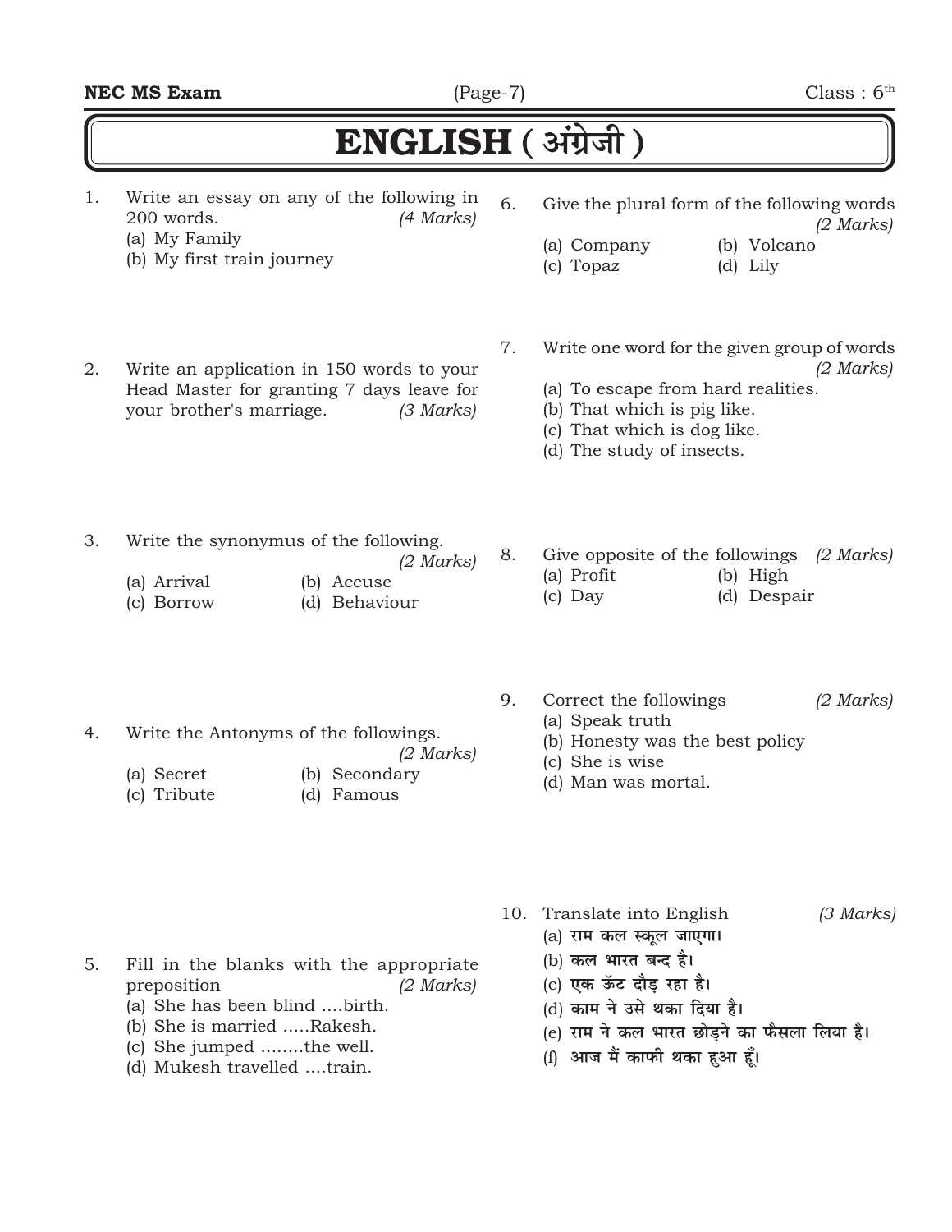# ENGLISH ( अंग्रेजी )

1. Write an essay on any of the following in 200 words. *(4 Marks)*
   (a) My Family
   (b) My first train journey

2. Write an application in 150 words to your Head Master for granting 7 days leave for your brother's marriage. *(3 Marks)*

3. Write the synonymus of the following. *(2 Marks)*
   (a) Arrival (b) Accuse
   (c) Borrow (d) Behaviour

4. Write the Antonyms of the followings. *(2 Marks)*
   (a) Secret (b) Secondary
   (c) Tribute (d) Famous

5. Fill in the blanks with the appropriate preposition *(2 Marks)*
   (a) She has been blind ....birth.
   (b) She is married .....Rakesh.
   (c) She jumped ........the well.
   (d) Mukesh travelled ....train.

6. Give the plural form of the following words *(2 Marks)*
   (a) Company (b) Volcano
   (c) Topaz (d) Lily

7. Write one word for the given group of words *(2 Marks)*
   (a) To escape from hard realities.
   (b) That which is pig like.
   (c) That which is dog like.
   (d) The study of insects.

8. Give opposite of the followings *(2 Marks)*
   (a) Profit (b) High
   (c) Day (d) Despair

9. Correct the followings *(2 Marks)*
   (a) Speak truth
   (b) Honesty was the best policy
   (c) She is wise
   (d) Man was mortal.

10. Translate into English *(3 Marks)*
    (a) राम कल स्कूल जाएगा।
    (b) कल भारत बन्द है।
    (c) एक ऊँट दौड़ रहा है।
    (d) काम ने उसे थका दिया है।
    (e) राम ने कल भारत छोड़ने का फैसला लिया है।
    (f) आज मैं काफी थका हुआ हूँ।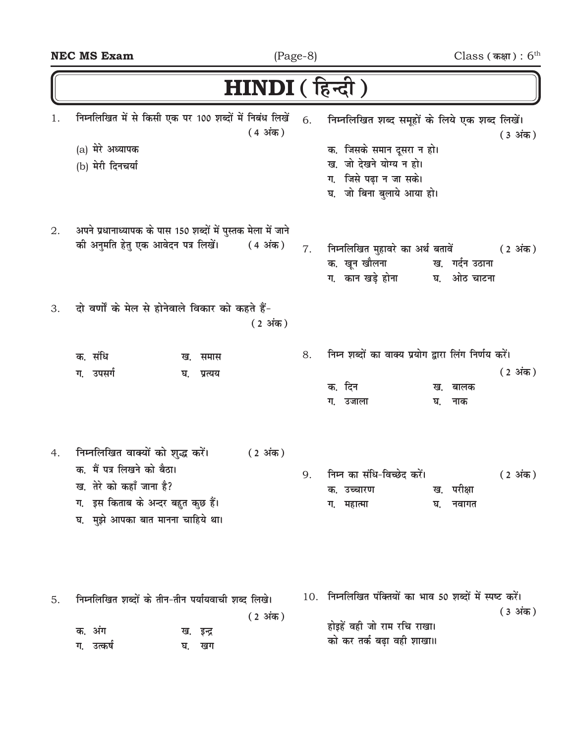# HINDI ( हिन्दी )

1. निम्नलिखित में से किसी एक पर 100 शब्दों में निबंध लिखें (4 अंक)

   (a) मेरे अध्यापक
   (b) मेरी दिनचर्या

2. अपने प्रधानाध्यापक के पास 150 शब्दों में पुस्तक मेला में जाने की अनुमति हेतु एक आवेदन पत्र लिखें। (4 अंक)

3. दो वर्णों के मेल से होनेवाले विकार को कहते हैं- (2 अंक)

   क. संधि ख. समास
   ग. उपसर्ग घ. प्रत्यय

4. निम्नलिखित वाक्यों को शुद्ध करें। (2 अंक)
   क. मैं पत्र लिखने को बैठा।
   ख. तेरे को कहाँ जाना है?
   ग. इस किताब के अन्दर बहुत कुछ हैं।
   घ. मुझे आपका बात मानना चाहिये था।

5. निम्नलिखित शब्दों के तीन-तीन पर्यायवाची शब्द लिखे। (2 अंक)

   क. अंग ख. इन्द्र
   ग. उत्कर्ष घ. खग

6. निम्नलिखित शब्द समूहों के लिये एक शब्द लिखें। (3 अंक)
   क. जिसके समान दूसरा न हो।
   ख. जो देखने योग्य न हो।
   ग. जिसे पढ़ा न जा सके।
   घ. जो बिना बुलाये आया हो।

7. निम्नलिखित मुहावरे का अर्थ बतावें (2 अंक)
   क. खून खौलना ख. गर्दन उठाना
   ग. कान खड़े होना घ. ओठ चाटना

8. निम्न शब्दों का वाक्य प्रयोग द्वारा लिंग निर्णय करें। (2 अंक)
   क. दिन ख. बालक
   ग. उजाला घ. नाक

9. निम्न का संधि-विच्छेद करें। (2 अंक)
   क. उच्चारण ख. परीक्षा
   ग. महात्मा घ. नवागत

10. निम्नलिखित पंक्तियों का भाव 50 शब्दों में स्पष्ट करें। (3 अंक)

    होइहें वही जो राम रचि राखा।
    को कर तर्क बढ़ा वही शाखा।।